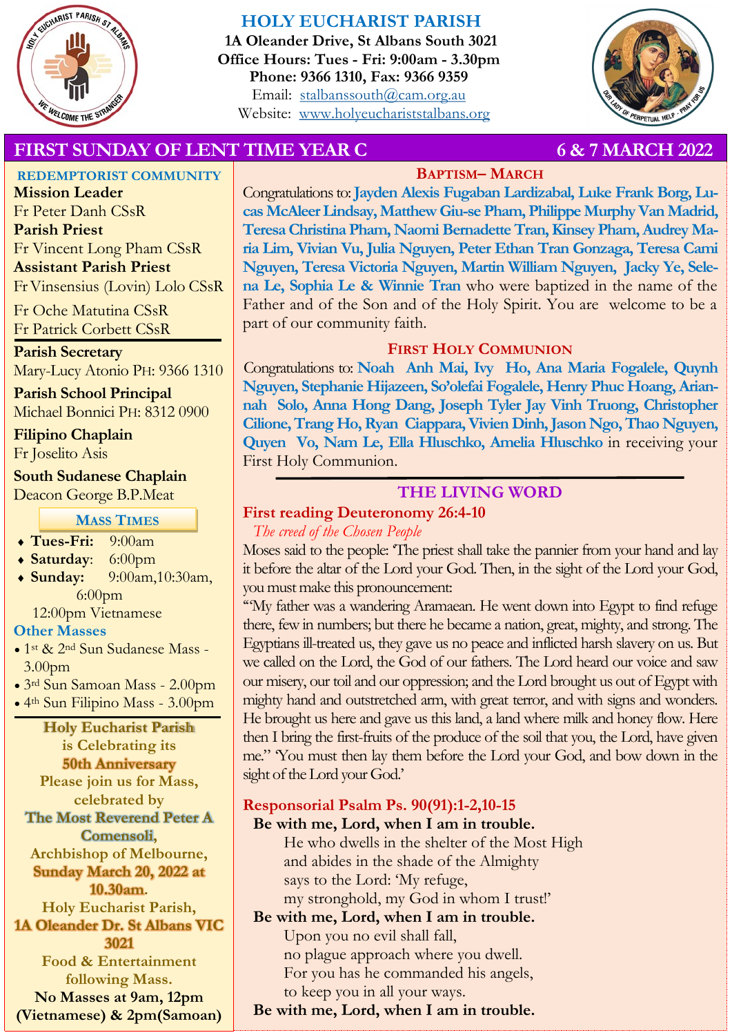# HOLY EUCHARIST PARISH

**1A Oleander Drive, St Albans South 3021**
**Office Hours: Tues - Fri: 9:00am - 3.30pm**
**Phone: 9366 1310, Fax: 9366 9359**
Email: stalbanssouth@cam.org.au
Website: www.holyeuchariststalbans.org

## FIRST SUNDAY OF LENT TIME YEAR C — 6 & 7 MARCH 2022

### REDEMPTORIST COMMUNITY

**Mission Leader**
Fr Peter Danh CSsR
**Parish Priest**
Fr Vincent Long Pham CSsR
**Assistant Parish Priest**
Fr Vinsensius (Lovin) Lolo CSsR
Fr Oche Matutina CSsR
Fr Patrick Corbett CSsR

**Parish Secretary**
Mary-Lucy Atonio PH: 9366 1310

**Parish School Principal**
Michael Bonnici PH: 8312 0900

**Filipino Chaplain**
Fr Joselito Asis

**South Sudanese Chaplain**
Deacon George B.P.Meat

### MASS TIMES

- **Tues-Fri:** 9:00am
- **Saturday**: 6:00pm
- **Sunday:** 9:00am,10:30am, 6:00pm
  12:00pm Vietnamese

**Other Masses**

- 1st & 2nd Sun Sudanese Mass - 3.00pm
- 3rd Sun Samoan Mass - 2.00pm
- 4th Sun Filipino Mass - 3.00pm

**Holy Eucharist Parish is Celebrating its 50th Anniversary**
**Please join us for Mass, celebrated by**
**The Most Reverend Peter A Comensoli, Archbishop of Melbourne, Sunday March 20, 2022 at 10.30am.**
**Holy Eucharist Parish, 1A Oleander Dr. St Albans VIC 3021**
**Food & Entertainment following Mass.**
**No Masses at 9am, 12pm (Vietnamese) & 2pm(Samoan)**

### BAPTISM– MARCH

Congratulations to: **Jayden Alexis Fugaban Lardizabal, Luke Frank Borg, Lucas McAleer Lindsay, Matthew Giu-se Pham, Philippe Murphy Van Madrid, Teresa Christina Pham, Naomi Bernadette Tran, Kinsey Pham, Audrey Maria Lim, Vivian Vu, Julia Nguyen, Peter Ethan Tran Gonzaga, Teresa Cami Nguyen, Teresa Victoria Nguyen, Martin William Nguyen, Jacky Ye, Selena Le, Sophia Le & Winnie Tran** who were baptized in the name of the Father and of the Son and of the Holy Spirit. You are welcome to be a part of our community faith.

### FIRST HOLY COMMUNION

Congratulations to: **Noah Anh Mai, Ivy Ho, Ana Maria Fogalele, Quynh Nguyen, Stephanie Hijazeen, So'olefai Fogalele, Henry Phuc Hoang, Ariannah Solo, Anna Hong Dang, Joseph Tyler Jay Vinh Truong, Christopher Cilione, Trang Ho, Ryan Ciappara, Vivien Dinh, Jason Ngo, Thao Nguyen, Quyen Vo, Nam Le, Ella Hluschko, Amelia Hluschko** in receiving your First Holy Communion.

---

## THE LIVING WORD

### First reading Deuteronomy 26:4-10

*The creed of the Chosen People*

Moses said to the people: 'The priest shall take the pannier from your hand and lay it before the altar of the Lord your God. Then, in the sight of the Lord your God, you must make this pronouncement:

"'My father was a wandering Aramaean. He went down into Egypt to find refuge there, few in numbers; but there he became a nation, great, mighty, and strong. The Egyptians ill-treated us, they gave us no peace and inflicted harsh slavery on us. But we called on the Lord, the God of our fathers. The Lord heard our voice and saw our misery, our toil and our oppression; and the Lord brought us out of Egypt with mighty hand and outstretched arm, with great terror, and with signs and wonders. He brought us here and gave us this land, a land where milk and honey flow. Here then I bring the first-fruits of the produce of the soil that you, the Lord, have given me." You must then lay them before the Lord your God, and bow down in the sight of the Lord your God.'

### Responsorial Psalm Ps. 90(91):1-2,10-15

**Be with me, Lord, when I am in trouble.**

He who dwells in the shelter of the Most High
and abides in the shade of the Almighty
says to the Lord: 'My refuge,
my stronghold, my God in whom I trust!'

**Be with me, Lord, when I am in trouble.**

Upon you no evil shall fall,
no plague approach where you dwell.
For you has he commanded his angels,
to keep you in all your ways.

**Be with me, Lord, when I am in trouble.**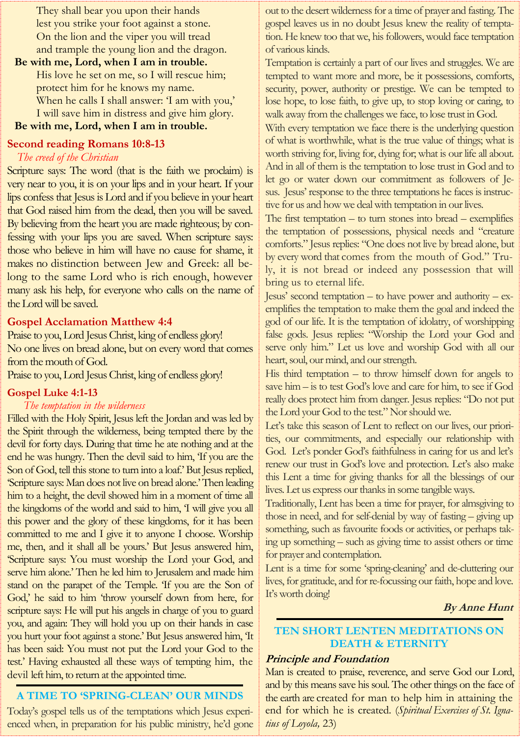They shall bear you upon their hands
lest you strike your foot against a stone.
On the lion and the viper you will tread
and trample the young lion and the dragon.

**Be with me, Lord, when I am in trouble.**

His love he set on me, so I will rescue him;
protect him for he knows my name.
When he calls I shall answer: 'I am with you,'
I will save him in distress and give him glory.

**Be with me, Lord, when I am in trouble.**

## Second reading Romans 10:8-13

*The creed of the Christian*

Scripture says: The word (that is the faith we proclaim) is very near to you, it is on your lips and in your heart. If your lips confess that Jesus is Lord and if you believe in your heart that God raised him from the dead, then you will be saved. By believing from the heart you are made righteous; by confessing with your lips you are saved. When scripture says: those who believe in him will have no cause for shame, it makes no distinction between Jew and Greek: all belong to the same Lord who is rich enough, however many ask his help, for everyone who calls on the name of the Lord will be saved.

## Gospel Acclamation Matthew 4:4

Praise to you, Lord Jesus Christ, king of endless glory!
No one lives on bread alone, but on every word that comes from the mouth of God.
Praise to you, Lord Jesus Christ, king of endless glory!

## Gospel Luke 4:1-13

*The temptation in the wilderness*

Filled with the Holy Spirit, Jesus left the Jordan and was led by the Spirit through the wilderness, being tempted there by the devil for forty days. During that time he ate nothing and at the end he was hungry. Then the devil said to him, 'If you are the Son of God, tell this stone to turn into a loaf.' But Jesus replied, 'Scripture says: Man does not live on bread alone.' Then leading him to a height, the devil showed him in a moment of time all the kingdoms of the world and said to him, 'I will give you all this power and the glory of these kingdoms, for it has been committed to me and I give it to anyone I choose. Worship me, then, and it shall all be yours.' But Jesus answered him, 'Scripture says: You must worship the Lord your God, and serve him alone.' Then he led him to Jerusalem and made him stand on the parapet of the Temple. 'If you are the Son of God,' he said to him 'throw yourself down from here, for scripture says: He will put his angels in charge of you to guard you, and again: They will hold you up on their hands in case you hurt your foot against a stone.' But Jesus answered him, 'It has been said: You must not put the Lord your God to the test.' Having exhausted all these ways of tempting him, the devil left him, to return at the appointed time.

## A TIME TO 'SPRING-CLEAN' OUR MINDS

Today's gospel tells us of the temptations which Jesus experienced when, in preparation for his public ministry, he'd gone out to the desert wilderness for a time of prayer and fasting. The gospel leaves us in no doubt Jesus knew the reality of temptation. He knew too that we, his followers, would face temptation of various kinds.

Temptation is certainly a part of our lives and struggles. We are tempted to want more and more, be it possessions, comforts, security, power, authority or prestige. We can be tempted to lose hope, to lose faith, to give up, to stop loving or caring, to walk away from the challenges we face, to lose trust in God.

With every temptation we face there is the underlying question of what is worthwhile, what is the true value of things; what is worth striving for, living for, dying for; what is our life all about. And in all of them is the temptation to lose trust in God and to let go or water down our commitment as followers of Jesus. Jesus' response to the three temptations he faces is instructive for us and how we deal with temptation in our lives.

The first temptation – to turn stones into bread – exemplifies the temptation of possessions, physical needs and "creature comforts." Jesus replies: "One does not live by bread alone, but by every word that comes from the mouth of God." Truly, it is not bread or indeed any possession that will bring us to eternal life.

Jesus' second temptation – to have power and authority – exemplifies the temptation to make them the goal and indeed the god of our life. It is the temptation of idolatry, of worshipping false gods. Jesus replies: "Worship the Lord your God and serve only him." Let us love and worship God with all our heart, soul, our mind, and our strength.

His third temptation – to throw himself down for angels to save him – is to test God's love and care for him, to see if God really does protect him from danger. Jesus replies: "Do not put the Lord your God to the test." Nor should we.

Let's take this season of Lent to reflect on our lives, our priorities, our commitments, and especially our relationship with God. Let's ponder God's faithfulness in caring for us and let's renew our trust in God's love and protection. Let's also make this Lent a time for giving thanks for all the blessings of our lives. Let us express our thanks in some tangible ways.

Traditionally, Lent has been a time for prayer, for almsgiving to those in need, and for self-denial by way of fasting – giving up something, such as favourite foods or activities, or perhaps taking up something – such as giving time to assist others or time for prayer and contemplation.

Lent is a time for some 'spring-cleaning' and de-cluttering our lives, for gratitude, and for re-focussing our faith, hope and love. It's worth doing!

***By Anne Hunt***

## TEN SHORT LENTEN MEDITATIONS ON DEATH & ETERNITY

***Principle and Foundation***

Man is created to praise, reverence, and serve God our Lord, and by this means save his soul. The other things on the face of the earth are created for man to help him in attaining the end for which he is created. (*Spiritual Exercises of St. Ignatius of Loyola,* 23)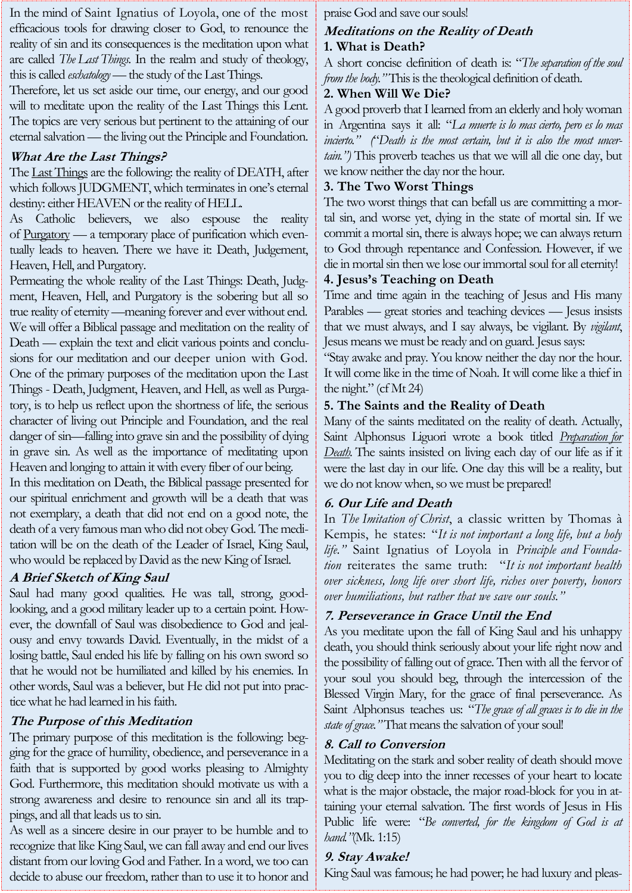In the mind of Saint Ignatius of Loyola, one of the most efficacious tools for drawing closer to God, to renounce the reality of sin and its consequences is the meditation upon what are called *The Last Things*. In the realm and study of theology, this is called *eschatology* — the study of the Last Things.

Therefore, let us set aside our time, our energy, and our good will to meditate upon the reality of the Last Things this Lent. The topics are very serious but pertinent to the attaining of our eternal salvation — the living out the Principle and Foundation.

### *What Are the Last Things?*

The Last Things are the following: the reality of DEATH, after which follows JUDGMENT, which terminates in one's eternal destiny: either HEAVEN or the reality of HELL.

As Catholic believers, we also espouse the reality of Purgatory — a temporary place of purification which eventually leads to heaven. There we have it: Death, Judgement, Heaven, Hell, and Purgatory.

Permeating the whole reality of the Last Things: Death, Judgment, Heaven, Hell, and Purgatory is the sobering but all so true reality of eternity —meaning forever and ever without end.

We will offer a Biblical passage and meditation on the reality of Death — explain the text and elicit various points and conclusions for our meditation and our deeper union with God.

One of the primary purposes of the meditation upon the Last Things - Death, Judgment, Heaven, and Hell, as well as Purgatory, is to help us reflect upon the shortness of life, the serious character of living out Principle and Foundation, and the real danger of sin—falling into grave sin and the possibility of dying in grave sin. As well as the importance of meditating upon Heaven and longing to attain it with every fiber of our being.

In this meditation on Death, the Biblical passage presented for our spiritual enrichment and growth will be a death that was not exemplary, a death that did not end on a good note, the death of a very famous man who did not obey God. The meditation will be on the death of the Leader of Israel, King Saul, who would be replaced by David as the new King of Israel.

### *A Brief Sketch of King Saul*

Saul had many good qualities. He was tall, strong, good-looking, and a good military leader up to a certain point. However, the downfall of Saul was disobedience to God and jealousy and envy towards David. Eventually, in the midst of a losing battle, Saul ended his life by falling on his own sword so that he would not be humiliated and killed by his enemies. In other words, Saul was a believer, but He did not put into practice what he had learned in his faith.

### *The Purpose of this Meditation*

The primary purpose of this meditation is the following: begging for the grace of humility, obedience, and perseverance in a faith that is supported by good works pleasing to Almighty God. Furthermore, this meditation should motivate us with a strong awareness and desire to renounce sin and all its trappings, and all that leads us to sin.

As well as a sincere desire in our prayer to be humble and to recognize that like King Saul, we can fall away and end our lives distant from our loving God and Father. In a word, we too can decide to abuse our freedom, rather than to use it to honor and praise God and save our souls!

### *Meditations on the Reality of Death*

**1. What is Death?**

A short concise definition of death is: "*The separation of the soul from the body.*" This is the theological definition of death.

**2. When Will We Die?**

A good proverb that I learned from an elderly and holy woman in Argentina says it all: "*La muerte is lo mas cierto, pero es lo mas incierto." ("Death is the most certain, but it is also the most uncertain.")* This proverb teaches us that we will all die one day, but we know neither the day nor the hour.

**3. The Two Worst Things**

The two worst things that can befall us are committing a mortal sin, and worse yet, dying in the state of mortal sin. If we commit a mortal sin, there is always hope; we can always return to God through repentance and Confession. However, if we die in mortal sin then we lose our immortal soul for all eternity!

**4. Jesus's Teaching on Death**

Time and time again in the teaching of Jesus and His many Parables — great stories and teaching devices — Jesus insists that we must always, and I say always, be vigilant. By *vigilant*, Jesus means we must be ready and on guard. Jesus says:

"Stay awake and pray. You know neither the day nor the hour. It will come like in the time of Noah. It will come like a thief in the night." (cf Mt 24)

**5. The Saints and the Reality of Death**

Many of the saints meditated on the reality of death. Actually, Saint Alphonsus Liguori wrote a book titled *Preparation for Death*. The saints insisted on living each day of our life as if it were the last day in our life. One day this will be a reality, but we do not know when, so we must be prepared!

***6. Our Life and Death***

In *The Imitation of Christ*, a classic written by Thomas à Kempis, he states: "*It is not important a long life, but a holy life.*" Saint Ignatius of Loyola in *Principle and Foundation* reiterates the same truth: "*It is not important health over sickness, long life over short life, riches over poverty, honors over humiliations, but rather that we save our souls.*"

***7. Perseverance in Grace Until the End***

As you meditate upon the fall of King Saul and his unhappy death, you should think seriously about your life right now and the possibility of falling out of grace. Then with all the fervor of your soul you should beg, through the intercession of the Blessed Virgin Mary, for the grace of final perseverance. As Saint Alphonsus teaches us: "*The grace of all graces is to die in the state of grace.*" That means the salvation of your soul!

***8. Call to Conversion***

Meditating on the stark and sober reality of death should move you to dig deep into the inner recesses of your heart to locate what is the major obstacle, the major road-block for you in attaining your eternal salvation. The first words of Jesus in His Public life were: "*Be converted, for the kingdom of God is at hand.*"(Mk. 1:15)

***9. Stay Awake!***

King Saul was famous; he had power; he had luxury and pleas-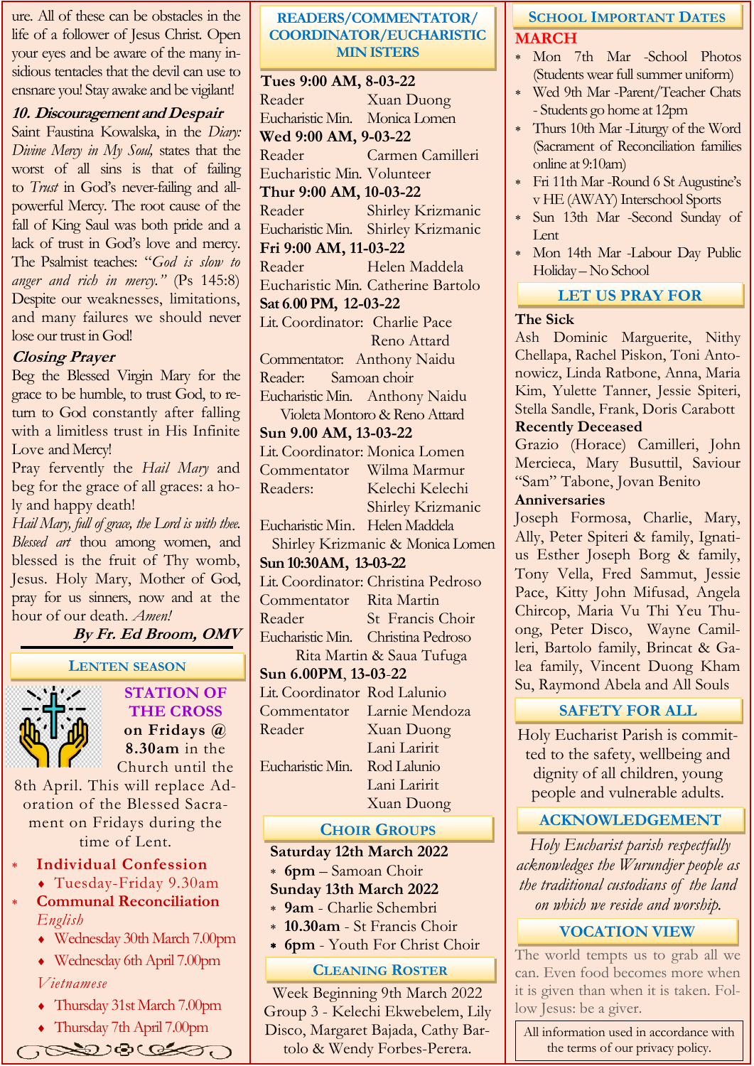ure. All of these can be obstacles in the life of a follower of Jesus Christ. Open your eyes and be aware of the many insidious tentacles that the devil can use to ensnare you! Stay awake and be vigilant!

***10. Discouragement and Despair***

Saint Faustina Kowalska, in the *Diary: Divine Mercy in My Soul,* states that the worst of all sins is that of failing to *Trust* in God's never-failing and all-powerful Mercy. The root cause of the fall of King Saul was both pride and a lack of trust in God's love and mercy. The Psalmist teaches: "*God is slow to anger and rich in mercy.*" (Ps 145:8) Despite our weaknesses, limitations, and many failures we should never lose our trust in God!

***Closing Prayer***

Beg the Blessed Virgin Mary for the grace to be humble, to trust God, to return to God constantly after falling with a limitless trust in His Infinite Love and Mercy!

Pray fervently the *Hail Mary* and beg for the grace of all graces: a holy and happy death!

*Hail Mary, full of grace, the Lord is with thee. Blessed art* thou among women, and blessed is the fruit of Thy womb, Jesus. Holy Mary, Mother of God, pray for us sinners, now and at the hour of our death. *Amen!*

***By Fr. Ed Broom, OMV***

## Lenten Season

**STATION OF THE CROSS on Fridays @ 8.30am** in the Church until the 8th April. This will replace Adoration of the Blessed Sacrament on Fridays during the time of Lent.

* **Individual Confession**
  - Tuesday-Friday 9.30am
* **Communal Reconciliation**
  - *English*
    - Wednesday 30th March 7.00pm
    - Wednesday 6th April 7.00pm
  - *Vietnamese*
    - Thursday 31st March 7.00pm
    - Thursday 7th April 7.00pm

## Readers/Commentator/Coordinator/Eucharistic Ministers

**Tues 9:00 AM, 8-03-22**
Reader: Xuan Duong
Eucharistic Min.: Monica Lomen

**Wed 9:00 AM, 9-03-22**
Reader: Carmen Camilleri
Eucharistic Min.: Volunteer

**Thur 9:00 AM, 10-03-22**
Reader: Shirley Krizmanic
Eucharistic Min.: Shirley Krizmanic

**Fri 9:00 AM, 11-03-22**
Reader: Helen Maddela
Eucharistic Min.: Catherine Bartolo

**Sat 6.00 PM, 12-03-22**
Lit. Coordinator: Charlie Pace, Reno Attard
Commentator: Anthony Naidu
Reader: Samoan choir
Eucharistic Min.: Anthony Naidu, Violeta Montoro & Reno Attard

**Sun 9.00 AM, 13-03-22**
Lit. Coordinator: Monica Lomen
Commentator: Wilma Marmur
Readers: Kelechi Kelechi, Shirley Krizmanic
Eucharistic Min.: Helen Maddela, Shirley Krizmanic & Monica Lomen

**Sun 10:30AM, 13-03-22**
Lit. Coordinator: Christina Pedroso
Commentator: Rita Martin
Reader: St Francis Choir
Eucharistic Min.: Christina Pedroso, Rita Martin & Saua Tufuga

**Sun 6.00PM, 13-03-22**
Lit. Coordinator: Rod Lalunio
Commentator: Larnie Mendoza
Reader: Xuan Duong, Lani Laririt
Eucharistic Min.: Rod Lalunio, Lani Laririt, Xuan Duong

## Choir Groups

**Saturday 12th March 2022**

* **6pm** – Samoan Choir

**Sunday 13th March 2022**

* **9am** - Charlie Schembri
* **10.30am** - St Francis Choir
* **6pm** - Youth For Christ Choir

## Cleaning Roster

Week Beginning 9th March 2022
Group 3 - Kelechi Ekwebelem, Lily Disco, Margaret Bajada, Cathy Bartolo & Wendy Forbes-Perera.

## School Important Dates

**MARCH**

* Mon 7th Mar -School Photos (Students wear full summer uniform)
* Wed 9th Mar -Parent/Teacher Chats - Students go home at 12pm
* Thurs 10th Mar -Liturgy of the Word (Sacrament of Reconciliation families online at 9:10am)
* Fri 11th Mar -Round 6 St Augustine's v HE (AWAY) Interschool Sports
* Sun 13th Mar -Second Sunday of Lent
* Mon 14th Mar -Labour Day Public Holiday – No School

## Let Us Pray For

**The Sick**
Ash Dominic Marguerite, Nithy Chellapa, Rachel Piskon, Toni Antonowicz, Linda Ratbone, Anna, Maria Kim, Yulette Tanner, Jessie Spiteri, Stella Sandle, Frank, Doris Carabott

**Recently Deceased**
Grazio (Horace) Camilleri, John Mercieca, Mary Busuttil, Saviour "Sam" Tabone, Jovan Benito

**Anniversaries**
Joseph Formosa, Charlie, Mary, Ally, Peter Spiteri & family, Ignatius Esther Joseph Borg & family, Tony Vella, Fred Sammut, Jessie Pace, Kitty John Mifusad, Angela Chircop, Maria Vu Thi Yeu Thuong, Peter Disco, Wayne Camilleri, Bartolo family, Brincat & Galea family, Vincent Duong Kham Su, Raymond Abela and All Souls

## Safety for All

Holy Eucharist Parish is committed to the safety, wellbeing and dignity of all children, young people and vulnerable adults.

## Acknowledgement

*Holy Eucharist parish respectfully acknowledges the Wurundjer people as the traditional custodians of the land on which we reside and worship.*

## Vocation View

The world tempts us to grab all we can. Even food becomes more when it is given than when it is taken. Follow Jesus: be a giver.

All information used in accordance with the terms of our privacy policy.